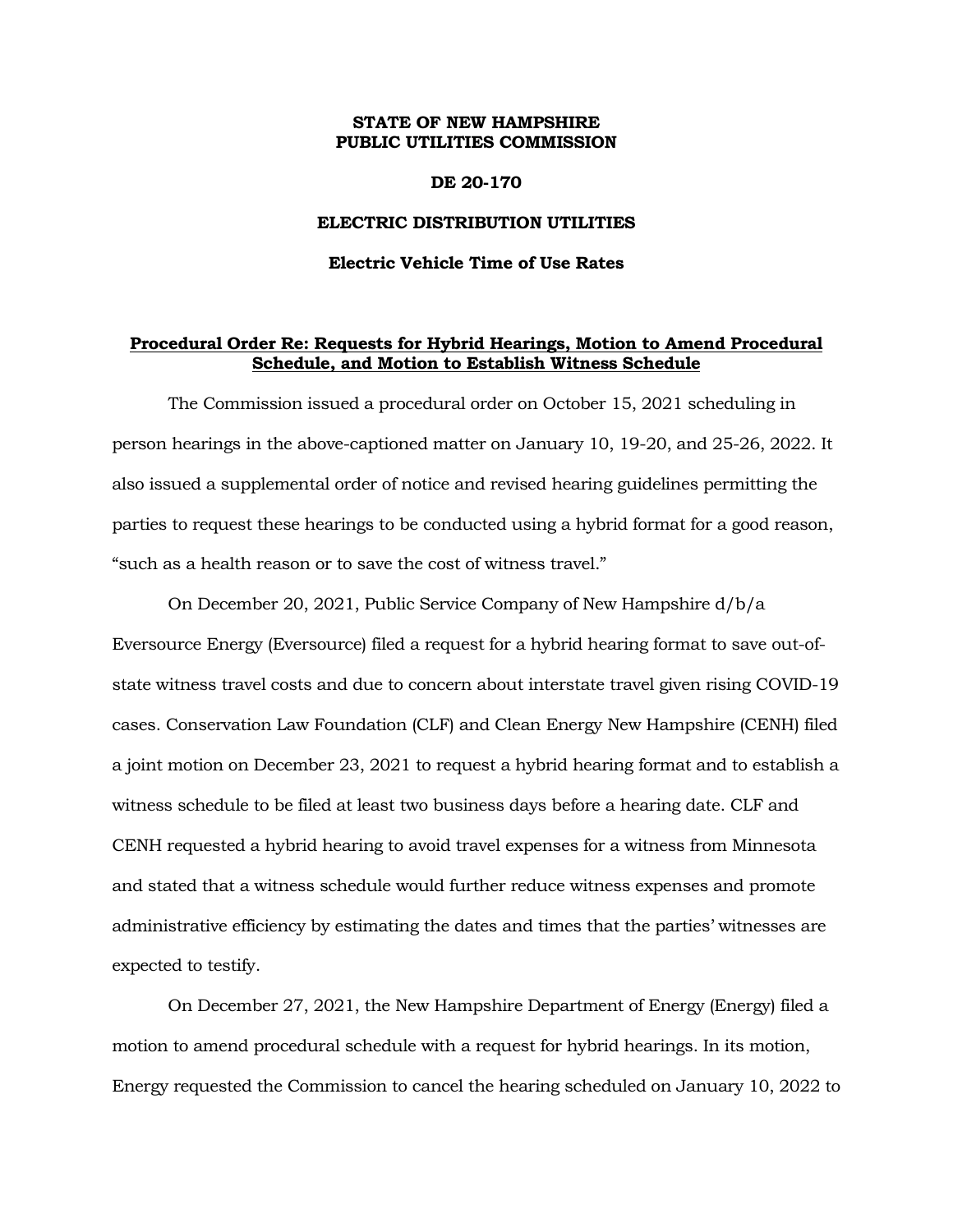**STATE OF NEW HAMPSHIRE**
**PUBLIC UTILITIES COMMISSION**

**DE 20-170**

**ELECTRIC DISTRIBUTION UTILITIES**

**Electric Vehicle Time of Use Rates**

**<u>Procedural Order Re: Requests for Hybrid Hearings, Motion to Amend Procedural Schedule, and Motion to Establish Witness Schedule</u>**

The Commission issued a procedural order on October 15, 2021 scheduling in person hearings in the above-captioned matter on January 10, 19-20, and 25-26, 2022. It also issued a supplemental order of notice and revised hearing guidelines permitting the parties to request these hearings to be conducted using a hybrid format for a good reason, "such as a health reason or to save the cost of witness travel."

On December 20, 2021, Public Service Company of New Hampshire d/b/a Eversource Energy (Eversource) filed a request for a hybrid hearing format to save out-of-state witness travel costs and due to concern about interstate travel given rising COVID-19 cases. Conservation Law Foundation (CLF) and Clean Energy New Hampshire (CENH) filed a joint motion on December 23, 2021 to request a hybrid hearing format and to establish a witness schedule to be filed at least two business days before a hearing date. CLF and CENH requested a hybrid hearing to avoid travel expenses for a witness from Minnesota and stated that a witness schedule would further reduce witness expenses and promote administrative efficiency by estimating the dates and times that the parties' witnesses are expected to testify.

On December 27, 2021, the New Hampshire Department of Energy (Energy) filed a motion to amend procedural schedule with a request for hybrid hearings. In its motion, Energy requested the Commission to cancel the hearing scheduled on January 10, 2022 to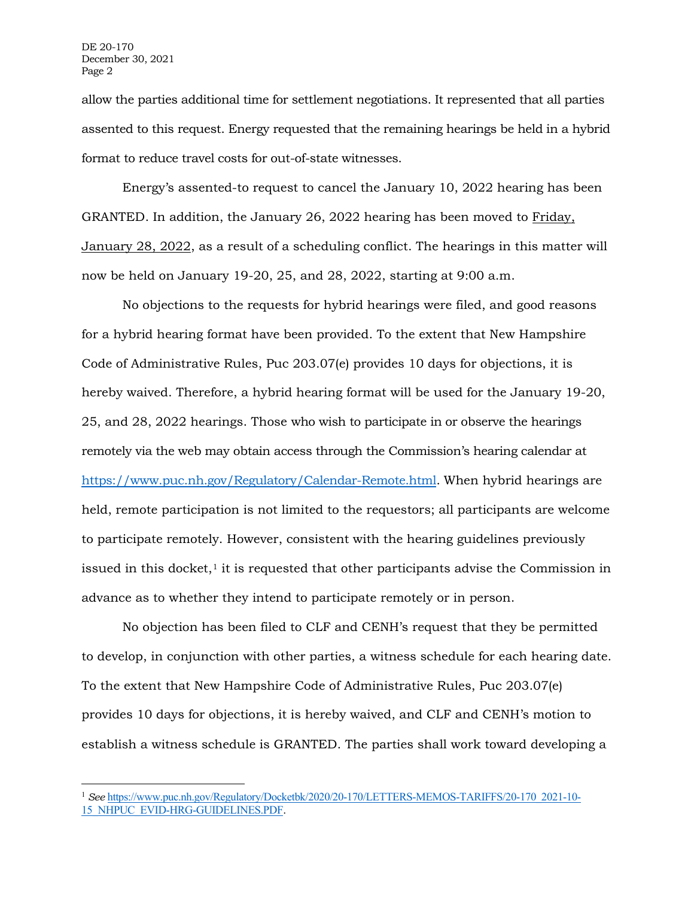allow the parties additional time for settlement negotiations. It represented that all parties assented to this request. Energy requested that the remaining hearings be held in a hybrid format to reduce travel costs for out-of-state witnesses.

Energy's assented-to request to cancel the January 10, 2022 hearing has been GRANTED. In addition, the January 26, 2022 hearing has been moved to Friday, January 28, 2022, as a result of a scheduling conflict. The hearings in this matter will now be held on January 19-20, 25, and 28, 2022, starting at 9:00 a.m.

No objections to the requests for hybrid hearings were filed, and good reasons for a hybrid hearing format have been provided. To the extent that New Hampshire Code of Administrative Rules, Puc 203.07(e) provides 10 days for objections, it is hereby waived. Therefore, a hybrid hearing format will be used for the January 19-20, 25, and 28, 2022 hearings. Those who wish to participate in or observe the hearings remotely via the web may obtain access through the Commission's hearing calendar at https://www.puc.nh.gov/Regulatory/Calendar-Remote.html. When hybrid hearings are held, remote participation is not limited to the requestors; all participants are welcome to participate remotely. However, consistent with the hearing guidelines previously issued in this docket,[1] it is requested that other participants advise the Commission in advance as to whether they intend to participate remotely or in person.

No objection has been filed to CLF and CENH's request that they be permitted to develop, in conjunction with other parties, a witness schedule for each hearing date. To the extent that New Hampshire Code of Administrative Rules, Puc 203.07(e) provides 10 days for objections, it is hereby waived, and CLF and CENH's motion to establish a witness schedule is GRANTED. The parties shall work toward developing a

[1] *See* https://www.puc.nh.gov/Regulatory/Docketbk/2020/20-170/LETTERS-MEMOS-TARIFFS/20-170_2021-10-15_NHPUC_EVID-HRG-GUIDELINES.PDF.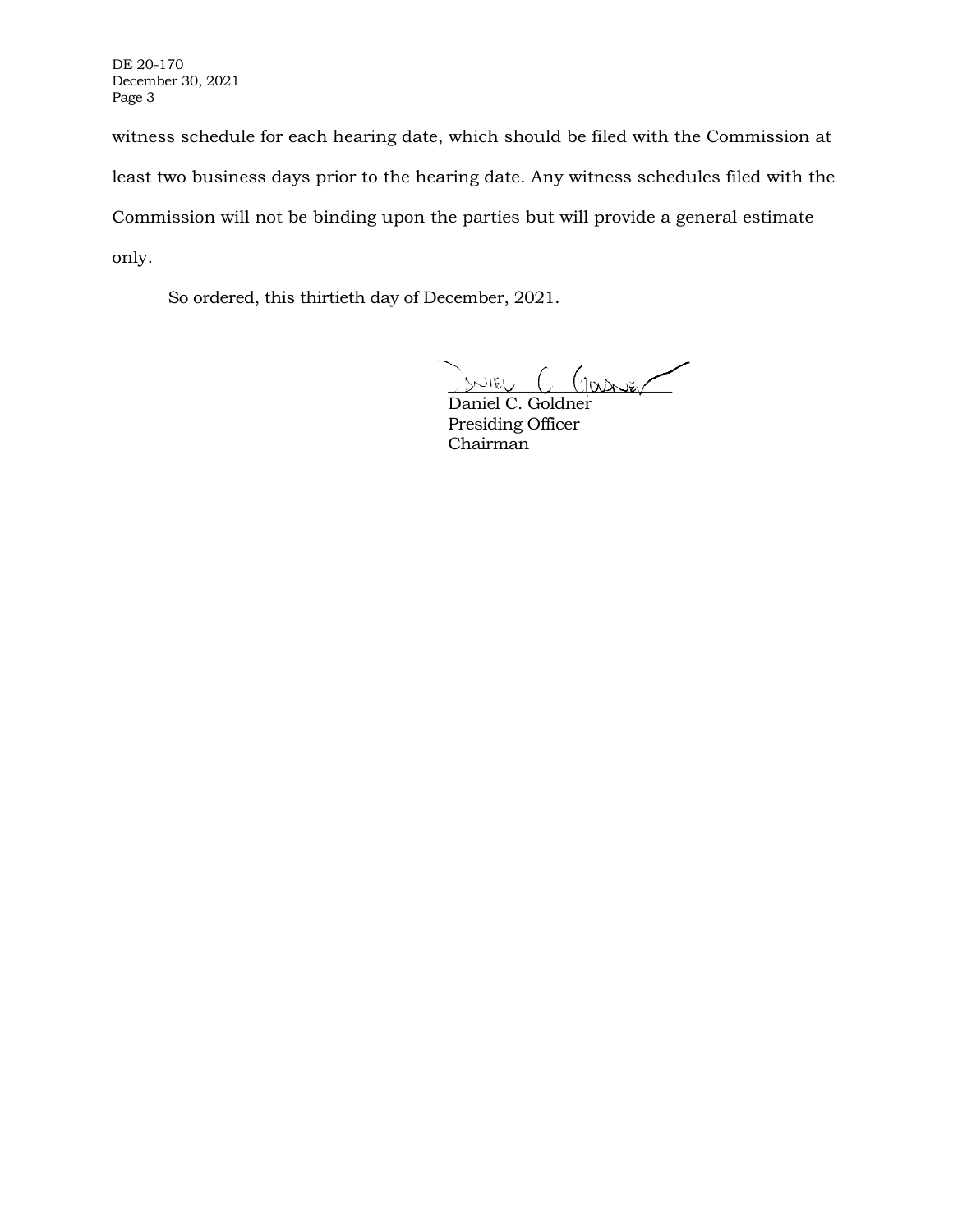witness schedule for each hearing date, which should be filed with the Commission at least two business days prior to the hearing date. Any witness schedules filed with the Commission will not be binding upon the parties but will provide a general estimate only.

So ordered, this thirtieth day of December, 2021.

Daniel C. Goldner
Presiding Officer
Chairman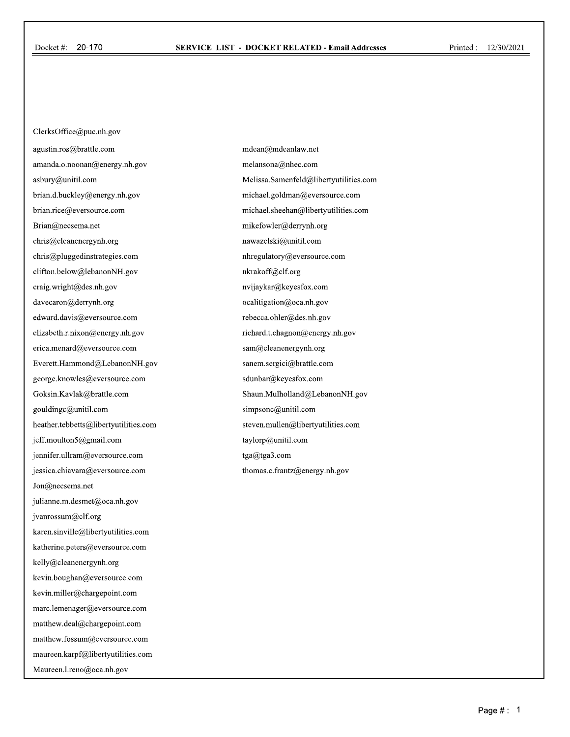Docket #: 20-170 **SERVICE LIST - DOCKET RELATED - Email Addresses** Printed : 12/30/2021

ClerksOffice@puc.nh.gov

agustin.ros@brattle.com
amanda.o.noonan@energy.nh.gov
asbury@unitil.com
brian.d.buckley@energy.nh.gov
brian.rice@eversource.com
Brian@necsema.net
chris@cleanenergynh.org
chris@pluggedinstrategies.com
clifton.below@lebanonNH.gov
craig.wright@des.nh.gov
davecaron@derrynh.org
edward.davis@eversource.com
elizabeth.r.nixon@energy.nh.gov
erica.menard@eversource.com
Everett.Hammond@LebanonNH.gov
george.knowles@eversource.com
Goksin.Kavlak@brattle.com
gouldingc@unitil.com
heather.tebbetts@libertyutilities.com
jeff.moulton5@gmail.com
jennifer.ullram@eversource.com
jessica.chiavara@eversource.com
Jon@necsema.net
julianne.m.desmet@oca.nh.gov
jvanrossum@clf.org
karen.sinville@libertyutilities.com
katherine.peters@eversource.com
kelly@cleanenergynh.org
kevin.boughan@eversource.com
kevin.miller@chargepoint.com
marc.lemenager@eversource.com
matthew.deal@chargepoint.com
matthew.fossum@eversource.com
maureen.karpf@libertyutilities.com
Maureen.l.reno@oca.nh.gov
mdean@mdeanlaw.net
melansona@nhec.com
Melissa.Samenfeld@libertyutilities.com
michael.goldman@eversource.com
michael.sheehan@libertyutilities.com
mikefowler@derrynh.org
nawazelski@unitil.com
nhregulatory@eversource.com
nkrakoff@clf.org
nvijaykar@keyesfox.com
ocalitigation@oca.nh.gov
rebecca.ohler@des.nh.gov
richard.t.chagnon@energy.nh.gov
sam@cleanenergynh.org
sanem.sergici@brattle.com
sdunbar@keyesfox.com
Shaun.Mulholland@LebanonNH.gov
simpsonc@unitil.com
steven.mullen@libertyutilities.com
taylorp@unitil.com
tga@tga3.com
thomas.c.frantz@energy.nh.gov